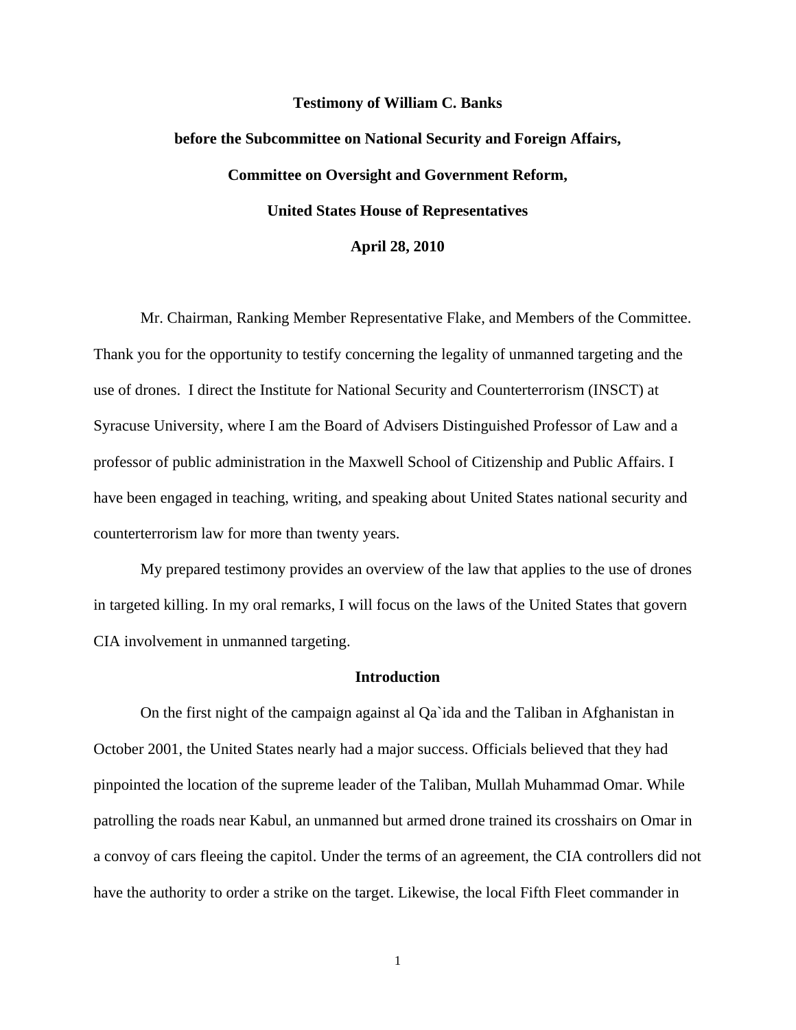**Testimony of William C. Banks**

**before the Subcommittee on National Security and Foreign Affairs,**

**Committee on Oversight and Government Reform,**

**United States House of Representatives**

**April 28, 2010**

Mr. Chairman, Ranking Member Representative Flake, and Members of the Committee. Thank you for the opportunity to testify concerning the legality of unmanned targeting and the use of drones. I direct the Institute for National Security and Counterterrorism (INSCT) at Syracuse University, where I am the Board of Advisers Distinguished Professor of Law and a professor of public administration in the Maxwell School of Citizenship and Public Affairs. I have been engaged in teaching, writing, and speaking about United States national security and counterterrorism law for more than twenty years.

My prepared testimony provides an overview of the law that applies to the use of drones in targeted killing. In my oral remarks, I will focus on the laws of the United States that govern CIA involvement in unmanned targeting.

## Introduction

On the first night of the campaign against al Qa`ida and the Taliban in Afghanistan in October 2001, the United States nearly had a major success. Officials believed that they had pinpointed the location of the supreme leader of the Taliban, Mullah Muhammad Omar. While patrolling the roads near Kabul, an unmanned but armed drone trained its crosshairs on Omar in a convoy of cars fleeing the capitol. Under the terms of an agreement, the CIA controllers did not have the authority to order a strike on the target. Likewise, the local Fifth Fleet commander in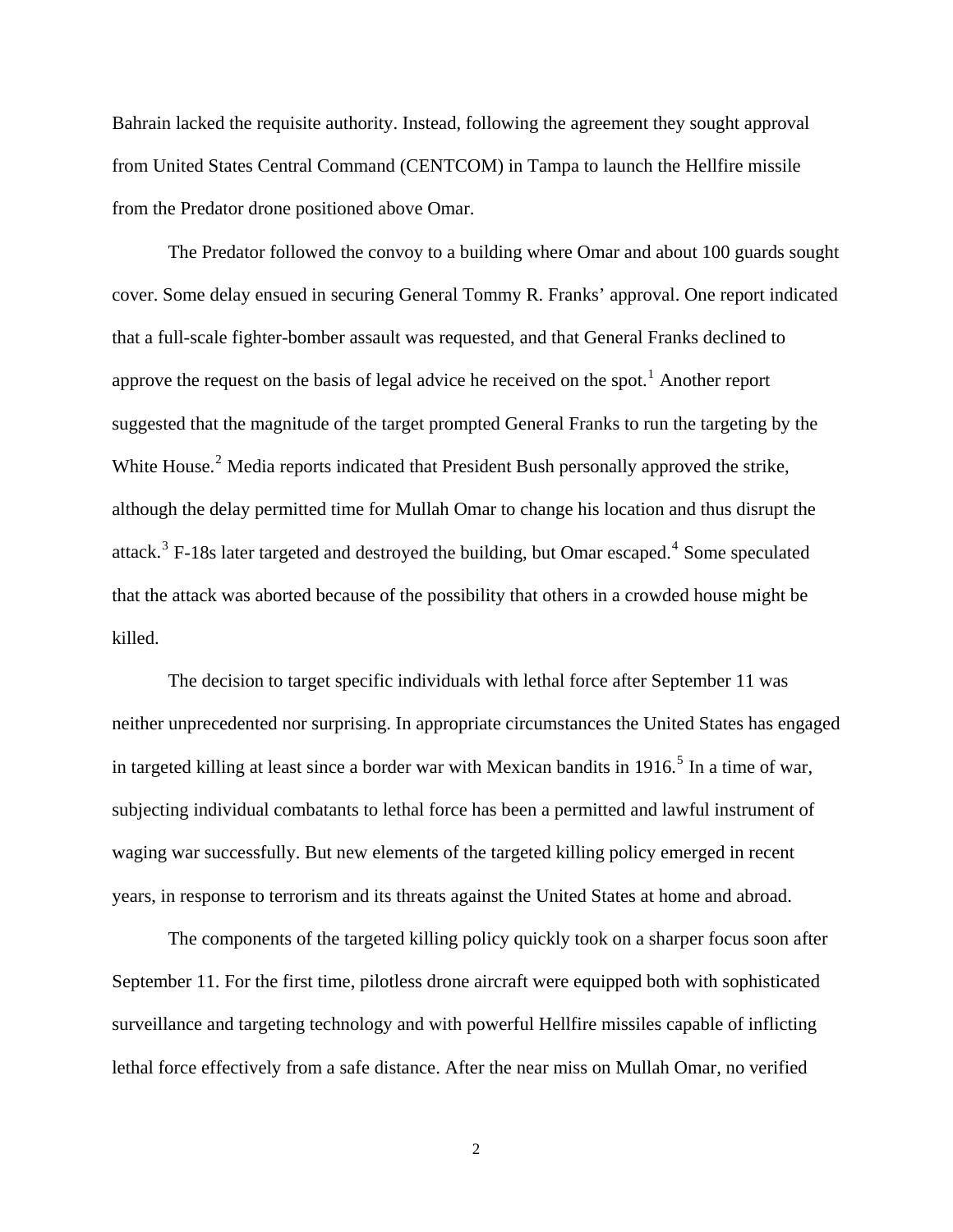Bahrain lacked the requisite authority. Instead, following the agreement they sought approval from United States Central Command (CENTCOM) in Tampa to launch the Hellfire missile from the Predator drone positioned above Omar.

The Predator followed the convoy to a building where Omar and about 100 guards sought cover. Some delay ensued in securing General Tommy R. Franks' approval. One report indicated that a full-scale fighter-bomber assault was requested, and that General Franks declined to approve the request on the basis of legal advice he received on the spot.[1] Another report suggested that the magnitude of the target prompted General Franks to run the targeting by the White House.[2] Media reports indicated that President Bush personally approved the strike, although the delay permitted time for Mullah Omar to change his location and thus disrupt the attack.[3] F-18s later targeted and destroyed the building, but Omar escaped.[4] Some speculated that the attack was aborted because of the possibility that others in a crowded house might be killed.

The decision to target specific individuals with lethal force after September 11 was neither unprecedented nor surprising. In appropriate circumstances the United States has engaged in targeted killing at least since a border war with Mexican bandits in 1916.[5] In a time of war, subjecting individual combatants to lethal force has been a permitted and lawful instrument of waging war successfully. But new elements of the targeted killing policy emerged in recent years, in response to terrorism and its threats against the United States at home and abroad.

The components of the targeted killing policy quickly took on a sharper focus soon after September 11. For the first time, pilotless drone aircraft were equipped both with sophisticated surveillance and targeting technology and with powerful Hellfire missiles capable of inflicting lethal force effectively from a safe distance. After the near miss on Mullah Omar, no verified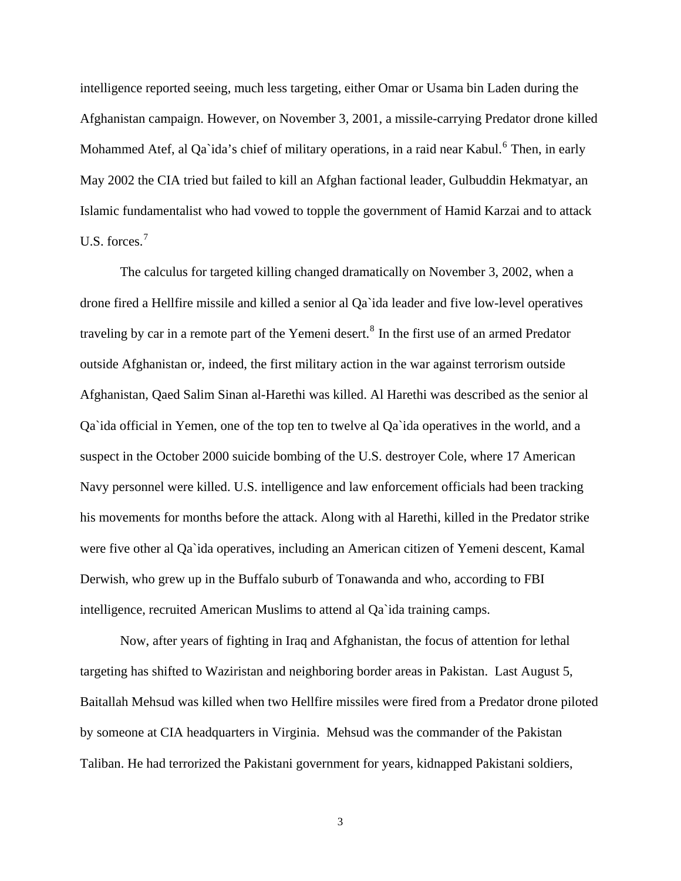intelligence reported seeing, much less targeting, either Omar or Usama bin Laden during the Afghanistan campaign. However, on November 3, 2001, a missile-carrying Predator drone killed Mohammed Atef, al Qa`ida's chief of military operations, in a raid near Kabul.[6] Then, in early May 2002 the CIA tried but failed to kill an Afghan factional leader, Gulbuddin Hekmatyar, an Islamic fundamentalist who had vowed to topple the government of Hamid Karzai and to attack U.S. forces.[7]

The calculus for targeted killing changed dramatically on November 3, 2002, when a drone fired a Hellfire missile and killed a senior al Qa`ida leader and five low-level operatives traveling by car in a remote part of the Yemeni desert.[8] In the first use of an armed Predator outside Afghanistan or, indeed, the first military action in the war against terrorism outside Afghanistan, Qaed Salim Sinan al-Harethi was killed. Al Harethi was described as the senior al Qa`ida official in Yemen, one of the top ten to twelve al Qa`ida operatives in the world, and a suspect in the October 2000 suicide bombing of the U.S. destroyer Cole, where 17 American Navy personnel were killed. U.S. intelligence and law enforcement officials had been tracking his movements for months before the attack. Along with al Harethi, killed in the Predator strike were five other al Qa`ida operatives, including an American citizen of Yemeni descent, Kamal Derwish, who grew up in the Buffalo suburb of Tonawanda and who, according to FBI intelligence, recruited American Muslims to attend al Qa`ida training camps.

Now, after years of fighting in Iraq and Afghanistan, the focus of attention for lethal targeting has shifted to Waziristan and neighboring border areas in Pakistan. Last August 5, Baitallah Mehsud was killed when two Hellfire missiles were fired from a Predator drone piloted by someone at CIA headquarters in Virginia. Mehsud was the commander of the Pakistan Taliban. He had terrorized the Pakistani government for years, kidnapped Pakistani soldiers,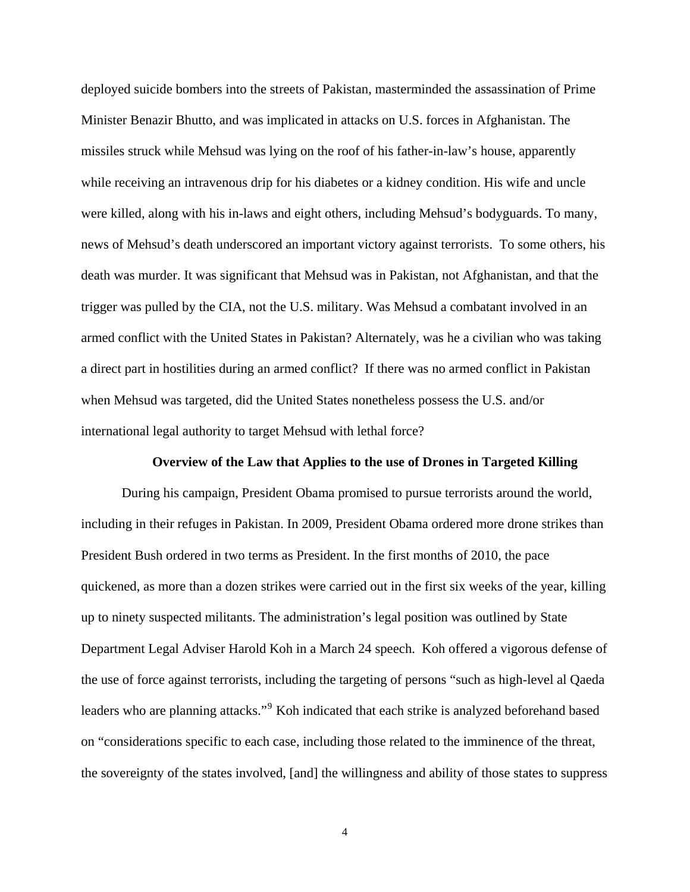deployed suicide bombers into the streets of Pakistan, masterminded the assassination of Prime Minister Benazir Bhutto, and was implicated in attacks on U.S. forces in Afghanistan. The missiles struck while Mehsud was lying on the roof of his father-in-law's house, apparently while receiving an intravenous drip for his diabetes or a kidney condition. His wife and uncle were killed, along with his in-laws and eight others, including Mehsud's bodyguards. To many, news of Mehsud's death underscored an important victory against terrorists. To some others, his death was murder. It was significant that Mehsud was in Pakistan, not Afghanistan, and that the trigger was pulled by the CIA, not the U.S. military. Was Mehsud a combatant involved in an armed conflict with the United States in Pakistan? Alternately, was he a civilian who was taking a direct part in hostilities during an armed conflict? If there was no armed conflict in Pakistan when Mehsud was targeted, did the United States nonetheless possess the U.S. and/or international legal authority to target Mehsud with lethal force?

## Overview of the Law that Applies to the use of Drones in Targeted Killing

During his campaign, President Obama promised to pursue terrorists around the world, including in their refuges in Pakistan. In 2009, President Obama ordered more drone strikes than President Bush ordered in two terms as President. In the first months of 2010, the pace quickened, as more than a dozen strikes were carried out in the first six weeks of the year, killing up to ninety suspected militants. The administration's legal position was outlined by State Department Legal Adviser Harold Koh in a March 24 speech. Koh offered a vigorous defense of the use of force against terrorists, including the targeting of persons "such as high-level al Qaeda leaders who are planning attacks."[9] Koh indicated that each strike is analyzed beforehand based on "considerations specific to each case, including those related to the imminence of the threat, the sovereignty of the states involved, [and] the willingness and ability of those states to suppress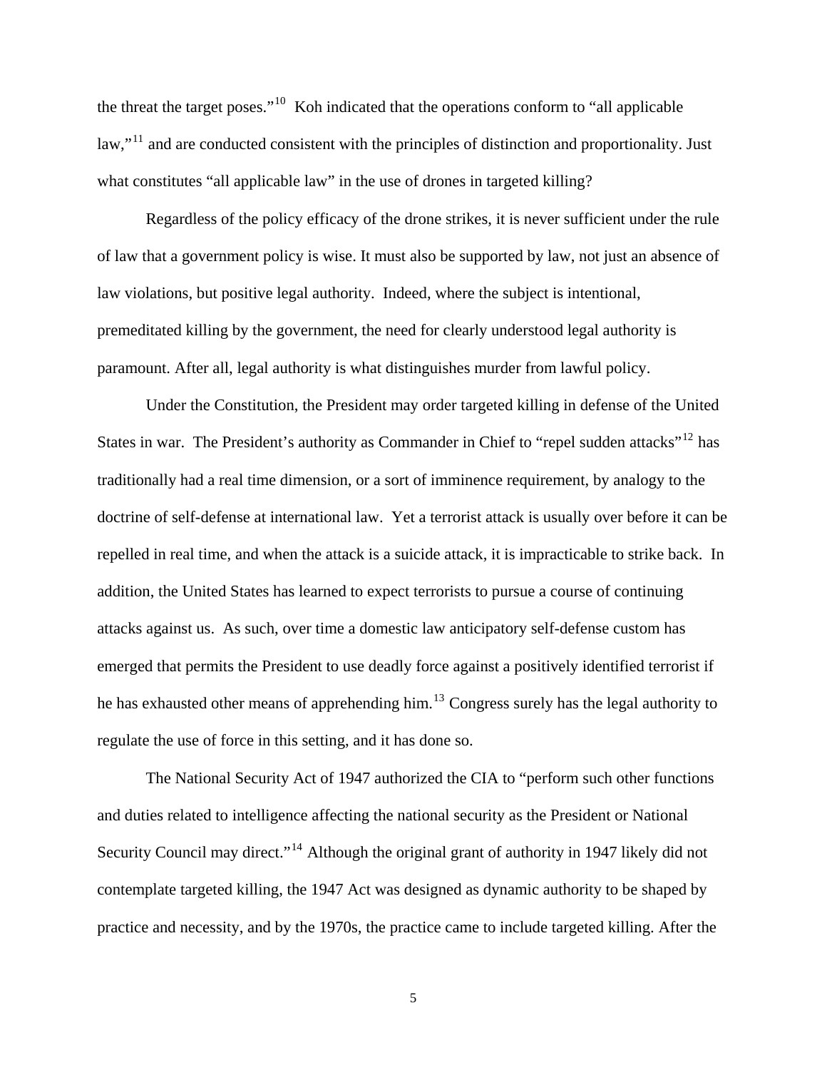the threat the target poses."[10] Koh indicated that the operations conform to "all applicable law,"[11] and are conducted consistent with the principles of distinction and proportionality. Just what constitutes "all applicable law" in the use of drones in targeted killing?

Regardless of the policy efficacy of the drone strikes, it is never sufficient under the rule of law that a government policy is wise. It must also be supported by law, not just an absence of law violations, but positive legal authority. Indeed, where the subject is intentional, premeditated killing by the government, the need for clearly understood legal authority is paramount. After all, legal authority is what distinguishes murder from lawful policy.

Under the Constitution, the President may order targeted killing in defense of the United States in war. The President's authority as Commander in Chief to "repel sudden attacks"[12] has traditionally had a real time dimension, or a sort of imminence requirement, by analogy to the doctrine of self-defense at international law. Yet a terrorist attack is usually over before it can be repelled in real time, and when the attack is a suicide attack, it is impracticable to strike back. In addition, the United States has learned to expect terrorists to pursue a course of continuing attacks against us. As such, over time a domestic law anticipatory self-defense custom has emerged that permits the President to use deadly force against a positively identified terrorist if he has exhausted other means of apprehending him.[13] Congress surely has the legal authority to regulate the use of force in this setting, and it has done so.

The National Security Act of 1947 authorized the CIA to "perform such other functions and duties related to intelligence affecting the national security as the President or National Security Council may direct."[14] Although the original grant of authority in 1947 likely did not contemplate targeted killing, the 1947 Act was designed as dynamic authority to be shaped by practice and necessity, and by the 1970s, the practice came to include targeted killing. After the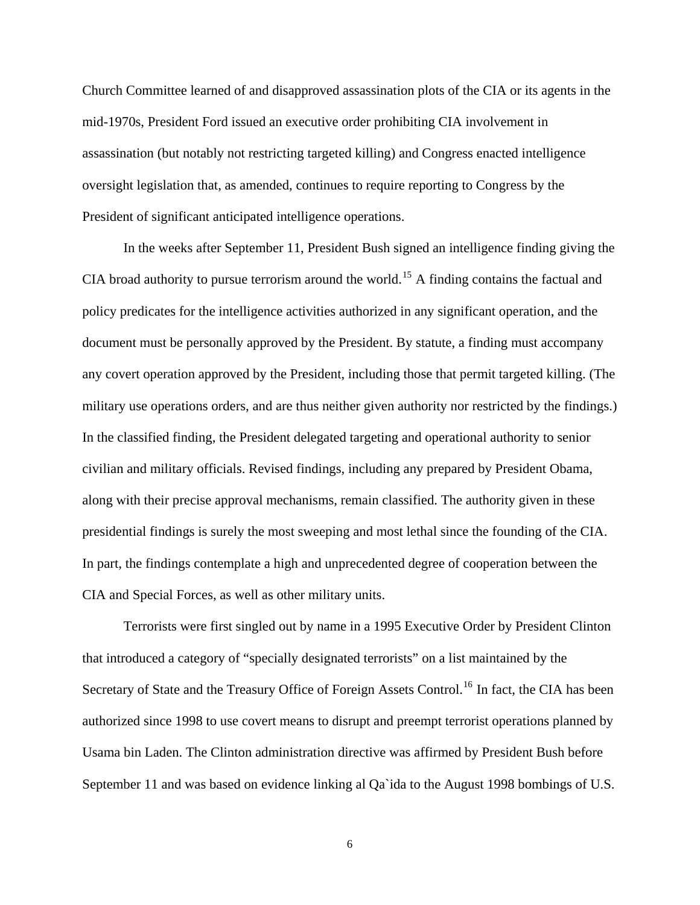Church Committee learned of and disapproved assassination plots of the CIA or its agents in the mid-1970s, President Ford issued an executive order prohibiting CIA involvement in assassination (but notably not restricting targeted killing) and Congress enacted intelligence oversight legislation that, as amended, continues to require reporting to Congress by the President of significant anticipated intelligence operations.

In the weeks after September 11, President Bush signed an intelligence finding giving the CIA broad authority to pursue terrorism around the world.[15] A finding contains the factual and policy predicates for the intelligence activities authorized in any significant operation, and the document must be personally approved by the President. By statute, a finding must accompany any covert operation approved by the President, including those that permit targeted killing. (The military use operations orders, and are thus neither given authority nor restricted by the findings.) In the classified finding, the President delegated targeting and operational authority to senior civilian and military officials. Revised findings, including any prepared by President Obama, along with their precise approval mechanisms, remain classified. The authority given in these presidential findings is surely the most sweeping and most lethal since the founding of the CIA. In part, the findings contemplate a high and unprecedented degree of cooperation between the CIA and Special Forces, as well as other military units.

Terrorists were first singled out by name in a 1995 Executive Order by President Clinton that introduced a category of "specially designated terrorists" on a list maintained by the Secretary of State and the Treasury Office of Foreign Assets Control.[16] In fact, the CIA has been authorized since 1998 to use covert means to disrupt and preempt terrorist operations planned by Usama bin Laden. The Clinton administration directive was affirmed by President Bush before September 11 and was based on evidence linking al Qa`ida to the August 1998 bombings of U.S.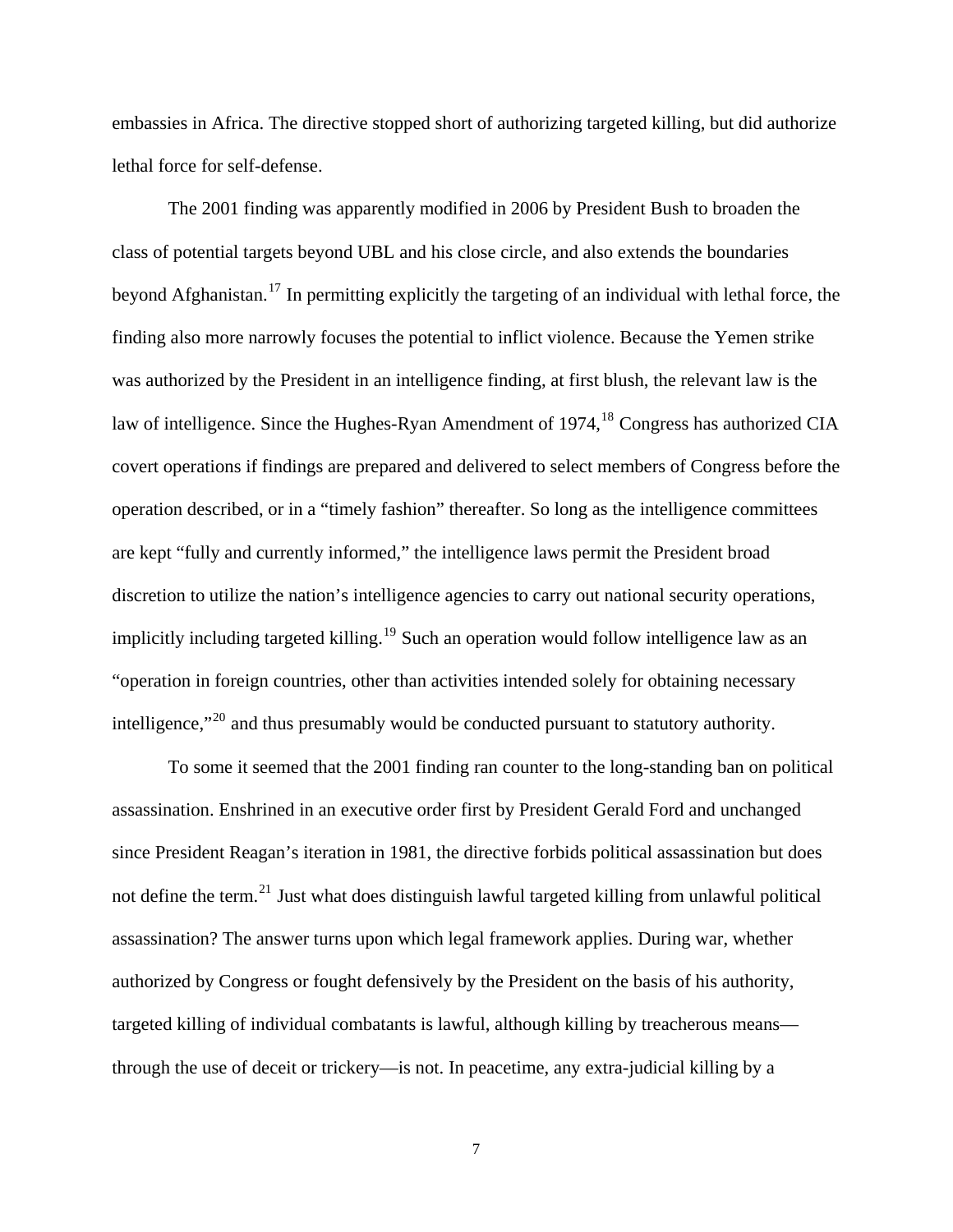embassies in Africa. The directive stopped short of authorizing targeted killing, but did authorize lethal force for self-defense.

The 2001 finding was apparently modified in 2006 by President Bush to broaden the class of potential targets beyond UBL and his close circle, and also extends the boundaries beyond Afghanistan.[17] In permitting explicitly the targeting of an individual with lethal force, the finding also more narrowly focuses the potential to inflict violence. Because the Yemen strike was authorized by the President in an intelligence finding, at first blush, the relevant law is the law of intelligence. Since the Hughes-Ryan Amendment of 1974,[18] Congress has authorized CIA covert operations if findings are prepared and delivered to select members of Congress before the operation described, or in a "timely fashion" thereafter. So long as the intelligence committees are kept "fully and currently informed," the intelligence laws permit the President broad discretion to utilize the nation's intelligence agencies to carry out national security operations, implicitly including targeted killing.[19] Such an operation would follow intelligence law as an "operation in foreign countries, other than activities intended solely for obtaining necessary intelligence,"[20] and thus presumably would be conducted pursuant to statutory authority.

To some it seemed that the 2001 finding ran counter to the long-standing ban on political assassination. Enshrined in an executive order first by President Gerald Ford and unchanged since President Reagan's iteration in 1981, the directive forbids political assassination but does not define the term.[21] Just what does distinguish lawful targeted killing from unlawful political assassination? The answer turns upon which legal framework applies. During war, whether authorized by Congress or fought defensively by the President on the basis of his authority, targeted killing of individual combatants is lawful, although killing by treacherous means—through the use of deceit or trickery—is not. In peacetime, any extra-judicial killing by a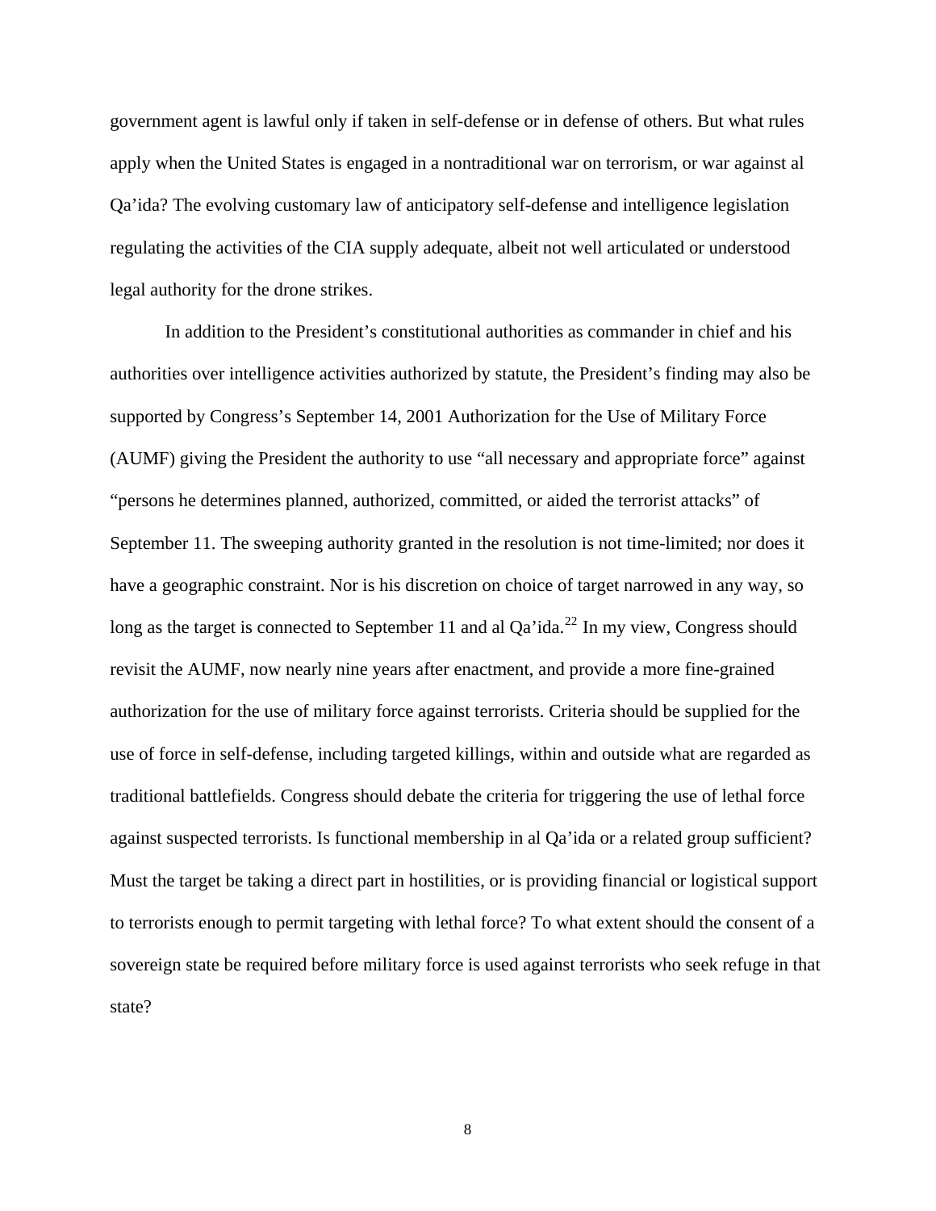government agent is lawful only if taken in self-defense or in defense of others. But what rules apply when the United States is engaged in a nontraditional war on terrorism, or war against al Qa'ida? The evolving customary law of anticipatory self-defense and intelligence legislation regulating the activities of the CIA supply adequate, albeit not well articulated or understood legal authority for the drone strikes.

In addition to the President's constitutional authorities as commander in chief and his authorities over intelligence activities authorized by statute, the President's finding may also be supported by Congress's September 14, 2001 Authorization for the Use of Military Force (AUMF) giving the President the authority to use "all necessary and appropriate force" against "persons he determines planned, authorized, committed, or aided the terrorist attacks" of September 11. The sweeping authority granted in the resolution is not time-limited; nor does it have a geographic constraint. Nor is his discretion on choice of target narrowed in any way, so long as the target is connected to September 11 and al Qa'ida.[22] In my view, Congress should revisit the AUMF, now nearly nine years after enactment, and provide a more fine-grained authorization for the use of military force against terrorists. Criteria should be supplied for the use of force in self-defense, including targeted killings, within and outside what are regarded as traditional battlefields. Congress should debate the criteria for triggering the use of lethal force against suspected terrorists. Is functional membership in al Qa'ida or a related group sufficient? Must the target be taking a direct part in hostilities, or is providing financial or logistical support to terrorists enough to permit targeting with lethal force? To what extent should the consent of a sovereign state be required before military force is used against terrorists who seek refuge in that state?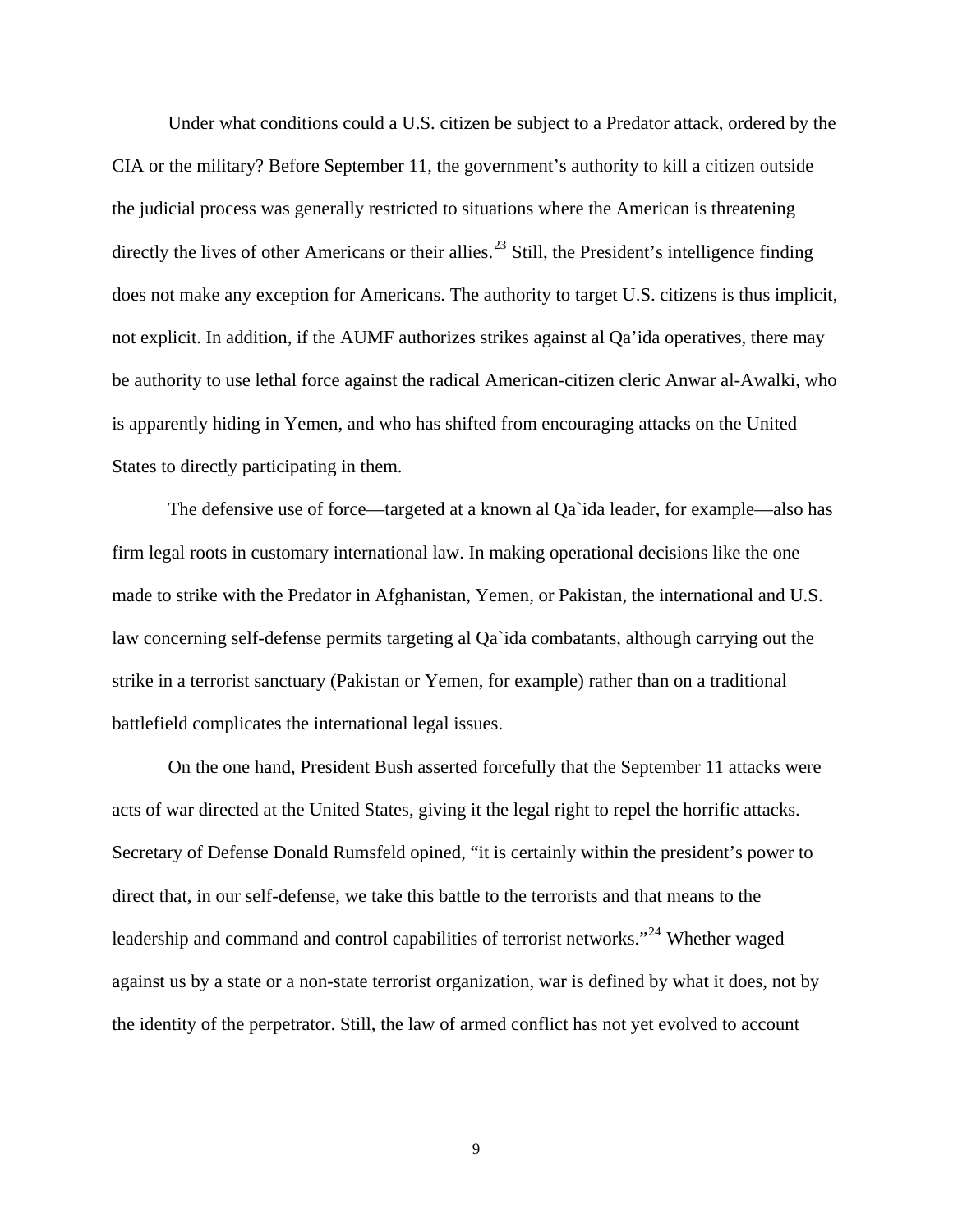Under what conditions could a U.S. citizen be subject to a Predator attack, ordered by the CIA or the military? Before September 11, the government's authority to kill a citizen outside the judicial process was generally restricted to situations where the American is threatening directly the lives of other Americans or their allies.[23] Still, the President's intelligence finding does not make any exception for Americans. The authority to target U.S. citizens is thus implicit, not explicit. In addition, if the AUMF authorizes strikes against al Qa'ida operatives, there may be authority to use lethal force against the radical American-citizen cleric Anwar al-Awalki, who is apparently hiding in Yemen, and who has shifted from encouraging attacks on the United States to directly participating in them.

The defensive use of force—targeted at a known al Qa`ida leader, for example—also has firm legal roots in customary international law. In making operational decisions like the one made to strike with the Predator in Afghanistan, Yemen, or Pakistan, the international and U.S. law concerning self-defense permits targeting al Qa`ida combatants, although carrying out the strike in a terrorist sanctuary (Pakistan or Yemen, for example) rather than on a traditional battlefield complicates the international legal issues.

On the one hand, President Bush asserted forcefully that the September 11 attacks were acts of war directed at the United States, giving it the legal right to repel the horrific attacks. Secretary of Defense Donald Rumsfeld opined, "it is certainly within the president's power to direct that, in our self-defense, we take this battle to the terrorists and that means to the leadership and command and control capabilities of terrorist networks."[24] Whether waged against us by a state or a non-state terrorist organization, war is defined by what it does, not by the identity of the perpetrator. Still, the law of armed conflict has not yet evolved to account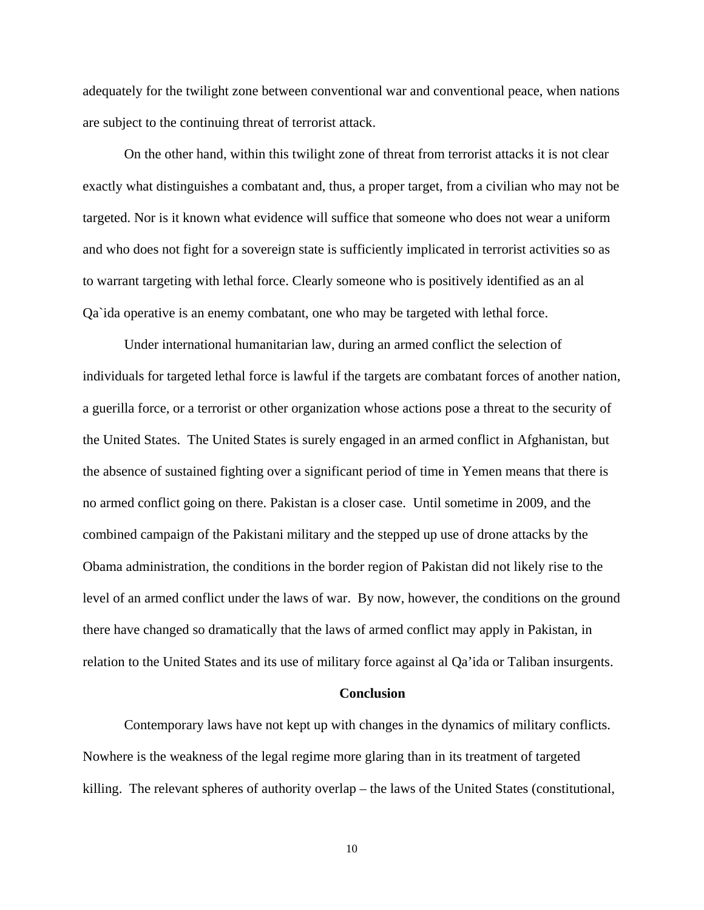adequately for the twilight zone between conventional war and conventional peace, when nations are subject to the continuing threat of terrorist attack.

On the other hand, within this twilight zone of threat from terrorist attacks it is not clear exactly what distinguishes a combatant and, thus, a proper target, from a civilian who may not be targeted. Nor is it known what evidence will suffice that someone who does not wear a uniform and who does not fight for a sovereign state is sufficiently implicated in terrorist activities so as to warrant targeting with lethal force. Clearly someone who is positively identified as an al Qa`ida operative is an enemy combatant, one who may be targeted with lethal force.

Under international humanitarian law, during an armed conflict the selection of individuals for targeted lethal force is lawful if the targets are combatant forces of another nation, a guerilla force, or a terrorist or other organization whose actions pose a threat to the security of the United States. The United States is surely engaged in an armed conflict in Afghanistan, but the absence of sustained fighting over a significant period of time in Yemen means that there is no armed conflict going on there. Pakistan is a closer case. Until sometime in 2009, and the combined campaign of the Pakistani military and the stepped up use of drone attacks by the Obama administration, the conditions in the border region of Pakistan did not likely rise to the level of an armed conflict under the laws of war. By now, however, the conditions on the ground there have changed so dramatically that the laws of armed conflict may apply in Pakistan, in relation to the United States and its use of military force against al Qa'ida or Taliban insurgents.

## Conclusion

Contemporary laws have not kept up with changes in the dynamics of military conflicts. Nowhere is the weakness of the legal regime more glaring than in its treatment of targeted killing. The relevant spheres of authority overlap – the laws of the United States (constitutional,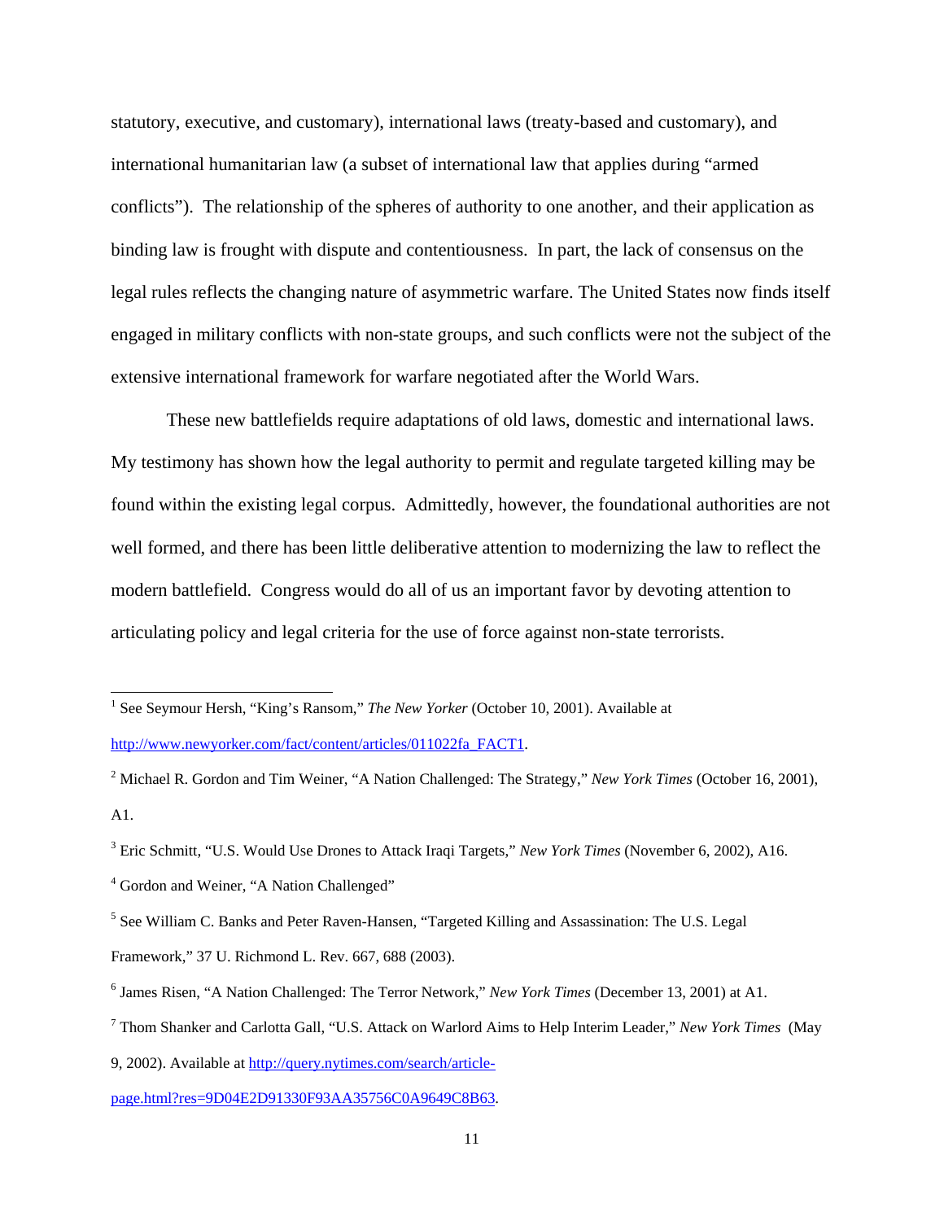statutory, executive, and customary), international laws (treaty-based and customary), and international humanitarian law (a subset of international law that applies during "armed conflicts"). The relationship of the spheres of authority to one another, and their application as binding law is frought with dispute and contentiousness. In part, the lack of consensus on the legal rules reflects the changing nature of asymmetric warfare. The United States now finds itself engaged in military conflicts with non-state groups, and such conflicts were not the subject of the extensive international framework for warfare negotiated after the World Wars.

These new battlefields require adaptations of old laws, domestic and international laws. My testimony has shown how the legal authority to permit and regulate targeted killing may be found within the existing legal corpus. Admittedly, however, the foundational authorities are not well formed, and there has been little deliberative attention to modernizing the law to reflect the modern battlefield. Congress would do all of us an important favor by devoting attention to articulating policy and legal criteria for the use of force against non-state terrorists.

---

[1] See Seymour Hersh, "King's Ransom," *The New Yorker* (October 10, 2001). Available at http://www.newyorker.com/fact/content/articles/011022fa_FACT1.

[2] Michael R. Gordon and Tim Weiner, "A Nation Challenged: The Strategy," *New York Times* (October 16, 2001), A1.

[3] Eric Schmitt, "U.S. Would Use Drones to Attack Iraqi Targets," *New York Times* (November 6, 2002), A16.

[4] Gordon and Weiner, "A Nation Challenged"

[5] See William C. Banks and Peter Raven-Hansen, "Targeted Killing and Assassination: The U.S. Legal Framework," 37 U. Richmond L. Rev. 667, 688 (2003).

[6] James Risen, "A Nation Challenged: The Terror Network," *New York Times* (December 13, 2001) at A1.

[7] Thom Shanker and Carlotta Gall, "U.S. Attack on Warlord Aims to Help Interim Leader," *New York Times* (May 9, 2002). Available at http://query.nytimes.com/search/article-page.html?res=9D04E2D91330F93AA35756C0A9649C8B63.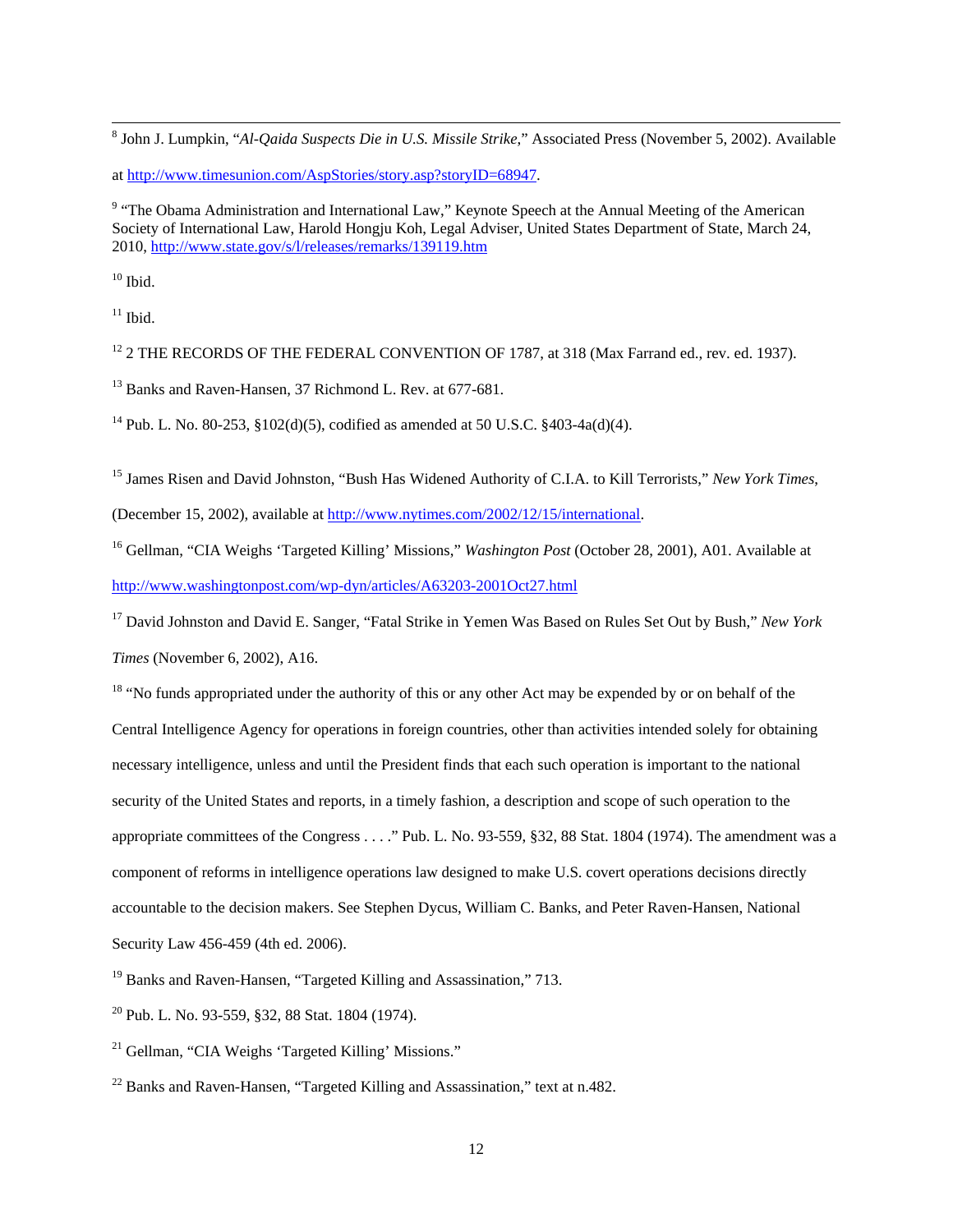[8] John J. Lumpkin, "*Al-Qaida Suspects Die in U.S. Missile Strike*," Associated Press (November 5, 2002). Available at http://www.timesunion.com/AspStories/story.asp?storyID=68947.

[9] "The Obama Administration and International Law," Keynote Speech at the Annual Meeting of the American Society of International Law, Harold Hongju Koh, Legal Adviser, United States Department of State, March 24, 2010, http://www.state.gov/s/l/releases/remarks/139119.htm

[10] Ibid.

[11] Ibid.

[12] 2 THE RECORDS OF THE FEDERAL CONVENTION OF 1787, at 318 (Max Farrand ed., rev. ed. 1937).

[13] Banks and Raven-Hansen, 37 Richmond L. Rev. at 677-681.

[14] Pub. L. No. 80-253, §102(d)(5), codified as amended at 50 U.S.C. §403-4a(d)(4).

[15] James Risen and David Johnston, "Bush Has Widened Authority of C.I.A. to Kill Terrorists," *New York Times*, (December 15, 2002), available at http://www.nytimes.com/2002/12/15/international.

[16] Gellman, "CIA Weighs 'Targeted Killing' Missions," *Washington Post* (October 28, 2001), A01. Available at http://www.washingtonpost.com/wp-dyn/articles/A63203-2001Oct27.html

[17] David Johnston and David E. Sanger, "Fatal Strike in Yemen Was Based on Rules Set Out by Bush," *New York Times* (November 6, 2002), A16.

[18] "No funds appropriated under the authority of this or any other Act may be expended by or on behalf of the Central Intelligence Agency for operations in foreign countries, other than activities intended solely for obtaining necessary intelligence, unless and until the President finds that each such operation is important to the national security of the United States and reports, in a timely fashion, a description and scope of such operation to the appropriate committees of the Congress . . . ." Pub. L. No. 93-559, §32, 88 Stat. 1804 (1974). The amendment was a component of reforms in intelligence operations law designed to make U.S. covert operations decisions directly accountable to the decision makers. See Stephen Dycus, William C. Banks, and Peter Raven-Hansen, National Security Law 456-459 (4th ed. 2006).

[19] Banks and Raven-Hansen, "Targeted Killing and Assassination," 713.

[20] Pub. L. No. 93-559, §32, 88 Stat. 1804 (1974).

[21] Gellman, "CIA Weighs 'Targeted Killing' Missions."

[22] Banks and Raven-Hansen, "Targeted Killing and Assassination," text at n.482.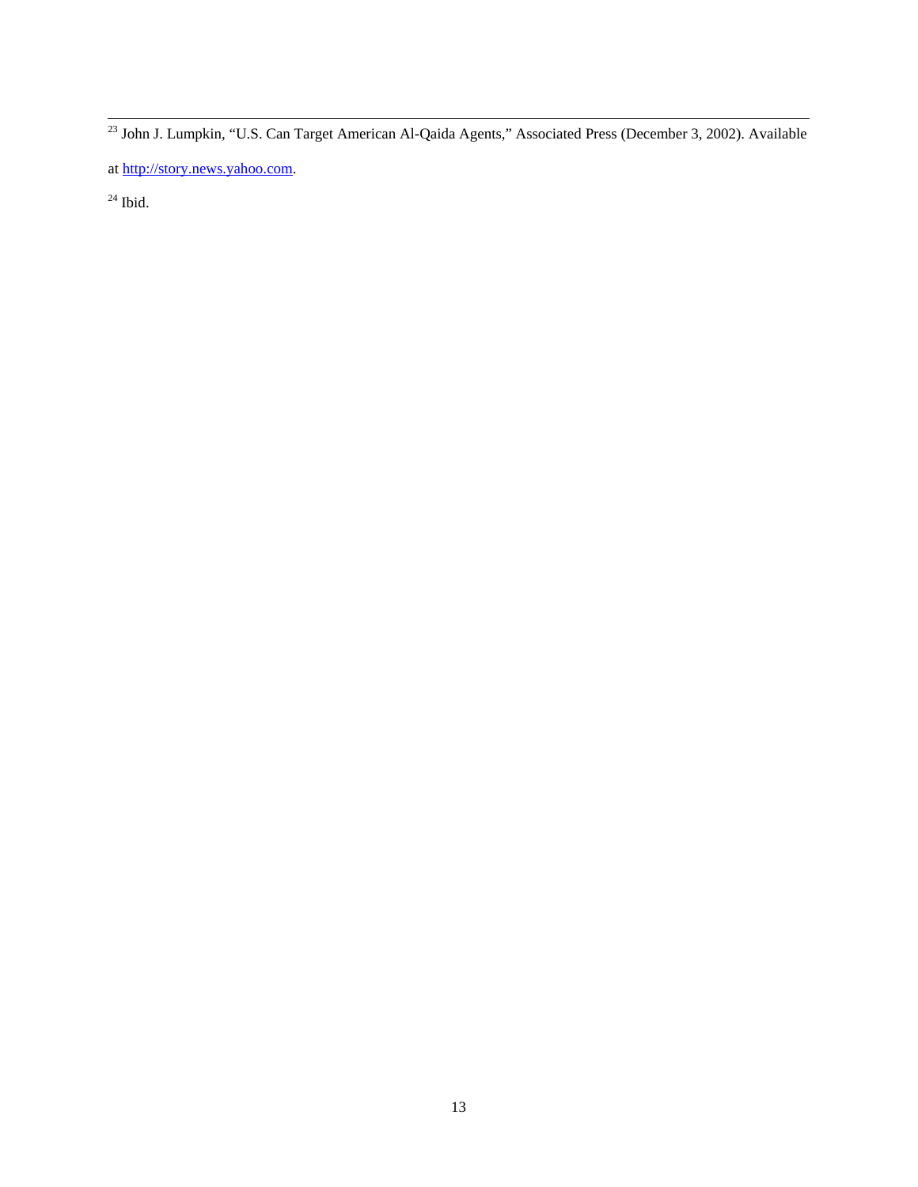[23] John J. Lumpkin, "U.S. Can Target American Al-Qaida Agents," Associated Press (December 3, 2002). Available at http://story.news.yahoo.com.

[24] Ibid.